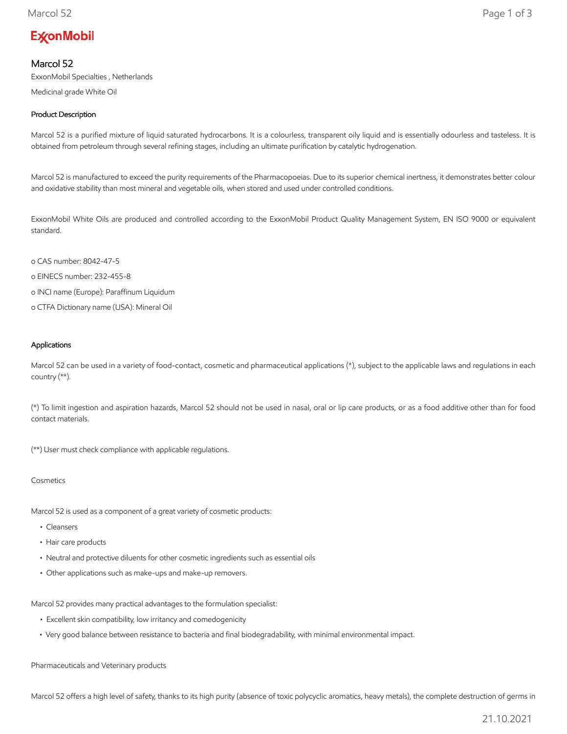ExxonMobil

# Marcol 52

ExxonMobil Specialties , Netherlands

Medicinal grade White Oil

### Product Description

Marcol 52 is a purified mixture of liquid saturated hydrocarbons. It is a colourless, transparent oily liquid and is essentially odourless and tasteless. It is obtained from petroleum through several refining stages, including an ultimate purification by catalytic hydrogenation.

Marcol 52 is manufactured to exceed the purity requirements of the Pharmacopoeias. Due to its superior chemical inertness, it demonstrates better colour and oxidative stability than most mineral and vegetable oils, when stored and used under controlled conditions.

ExxonMobil White Oils are produced and controlled according to the ExxonMobil Product Quality Management System, EN ISO 9000 or equivalent standard.

o CAS number: 8042-47-5

o EINECS number: 232-455-8

o INCI name (Europe): Paraffinum Liquidum

o CTFA Dictionary name (USA): Mineral Oil

### Applications

Marcol 52 can be used in a variety of food-contact, cosmetic and pharmaceutical applications (*), subject to the applicable laws and regulations in each country (**).

(*) To limit ingestion and aspiration hazards, Marcol 52 should not be used in nasal, oral or lip care products, or as a food additive other than for food contact materials.

(**) User must check compliance with applicable regulations.

Cosmetics

Marcol 52 is used as a component of a great variety of cosmetic products:

- Cleansers
- Hair care products
- Neutral and protective diluents for other cosmetic ingredients such as essential oils
- Other applications such as make-ups and make-up removers.

Marcol 52 provides many practical advantages to the formulation specialist:

- Excellent skin compatibility, low irritancy and comedogenicity
- Very good balance between resistance to bacteria and final biodegradability, with minimal environmental impact.

Pharmaceuticals and Veterinary products

Marcol 52 offers a high level of safety, thanks to its high purity (absence of toxic polycyclic aromatics, heavy metals), the complete destruction of germs in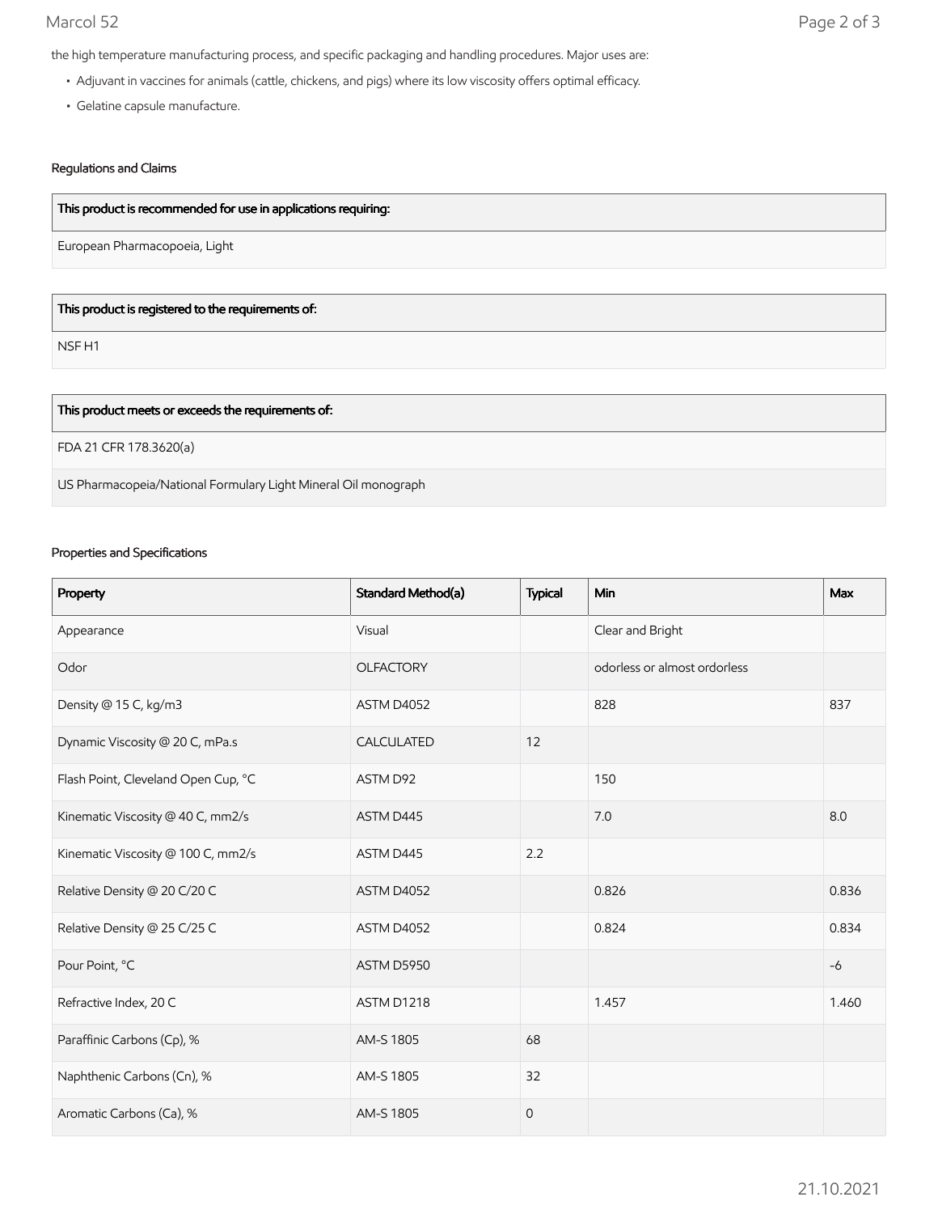the high temperature manufacturing process, and specific packaging and handling procedures. Major uses are:

- Adjuvant in vaccines for animals (cattle, chickens, and pigs) where its low viscosity offers optimal efficacy.
- Gelatine capsule manufacture.

### Regulations and Claims

| This product is recommended for use in applications requiring: |
| --- |
| European Pharmacopoeia, Light |

| This product is registered to the requirements of: |
| --- |
| NSF H1 |

| This product meets or exceeds the requirements of: |
| --- |
| FDA 21 CFR 178.3620(a) |
| US Pharmacopeia/National Formulary Light Mineral Oil monograph |

### Properties and Specifications

| Property | Standard Method(a) | Typical | Min | Max |
| --- | --- | --- | --- | --- |
| Appearance | Visual | | Clear and Bright | |
| Odor | OLFACTORY | | odorless or almost ordorless | |
| Density @ 15 C, kg/m3 | ASTM D4052 | | 828 | 837 |
| Dynamic Viscosity @ 20 C, mPa.s | CALCULATED | 12 | | |
| Flash Point, Cleveland Open Cup, °C | ASTM D92 | | 150 | |
| Kinematic Viscosity @ 40 C, mm2/s | ASTM D445 | | 7.0 | 8.0 |
| Kinematic Viscosity @ 100 C, mm2/s | ASTM D445 | 2.2 | | |
| Relative Density @ 20 C/20 C | ASTM D4052 | | 0.826 | 0.836 |
| Relative Density @ 25 C/25 C | ASTM D4052 | | 0.824 | 0.834 |
| Pour Point, °C | ASTM D5950 | | | -6 |
| Refractive Index, 20 C | ASTM D1218 | | 1.457 | 1.460 |
| Paraffinic Carbons (Cp), % | AM-S 1805 | 68 | | |
| Naphthenic Carbons (Cn), % | AM-S 1805 | 32 | | |
| Aromatic Carbons (Ca), % | AM-S 1805 | 0 | | |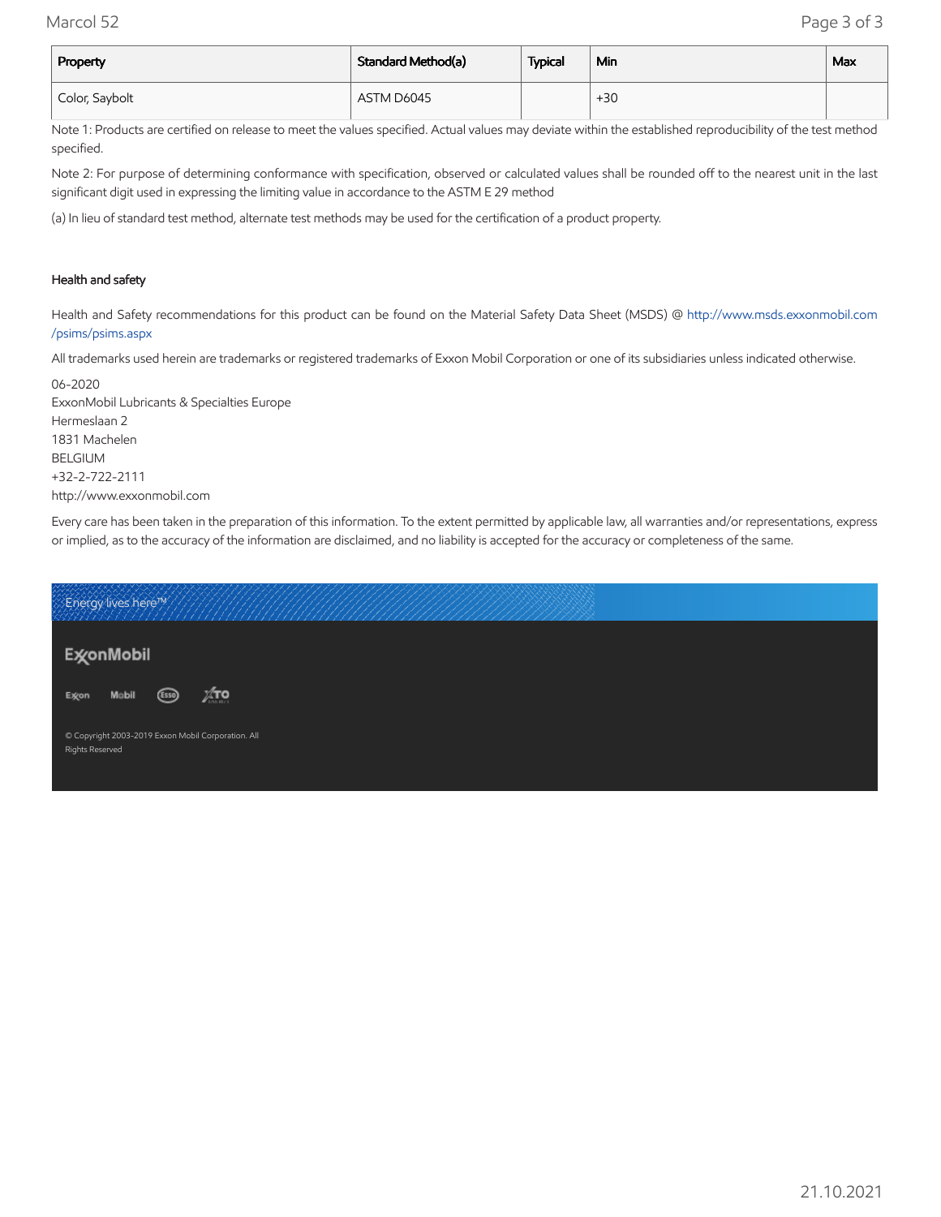| Property | Standard Method(a) | Typical | Min | Max |
| --- | --- | --- | --- | --- |
| Color, Saybolt | ASTM D6045 | | +30 | |

Note 1: Products are certified on release to meet the values specified. Actual values may deviate within the established reproducibility of the test method specified.

Note 2: For purpose of determining conformance with specification, observed or calculated values shall be rounded off to the nearest unit in the last significant digit used in expressing the limiting value in accordance to the ASTM E 29 method

(a) In lieu of standard test method, alternate test methods may be used for the certification of a product property.

### Health and safety

Health and Safety recommendations for this product can be found on the Material Safety Data Sheet (MSDS) @ http://www.msds.exxonmobil.com/psims/psims.aspx

All trademarks used herein are trademarks or registered trademarks of Exxon Mobil Corporation or one of its subsidiaries unless indicated otherwise.

06-2020
ExxonMobil Lubricants & Specialties Europe
Hermeslaan 2
1831 Machelen
BELGIUM
+32-2-722-2111
http://www.exxonmobil.com

Every care has been taken in the preparation of this information. To the extent permitted by applicable law, all warranties and/or representations, express or implied, as to the accuracy of the information are disclaimed, and no liability is accepted for the accuracy or completeness of the same.

Energy lives here™

ExxonMobil

Exxon Mobil Esso XTO

© Copyright 2003-2019 Exxon Mobil Corporation. All Rights Reserved

21.10.2021